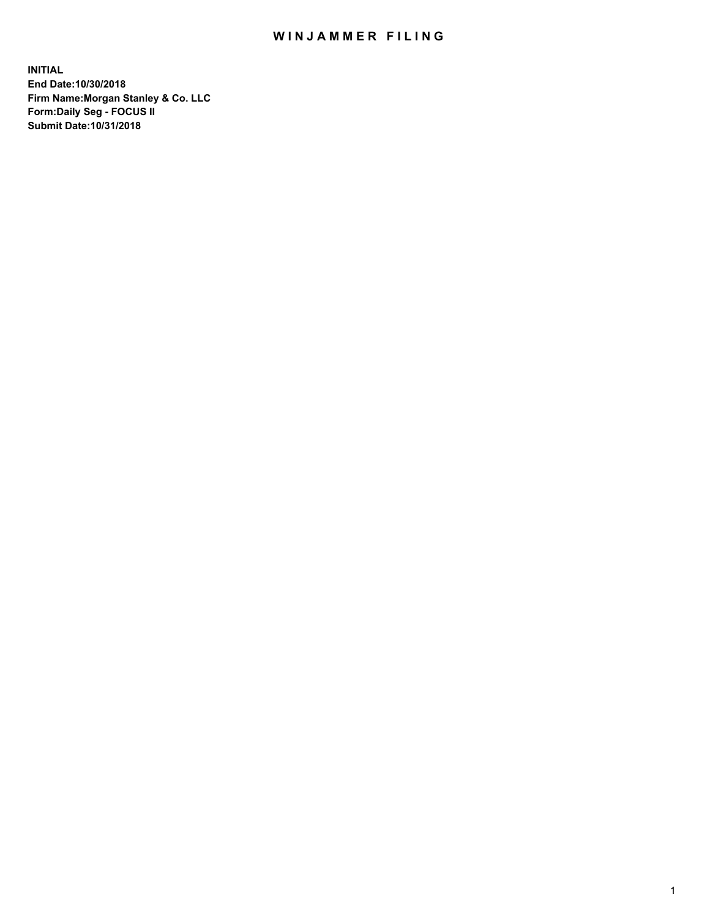# WINJAMMER FILING

**INITIAL**
**End Date:10/30/2018**
**Firm Name:Morgan Stanley & Co. LLC**
**Form:Daily Seg - FOCUS II**
**Submit Date:10/31/2018**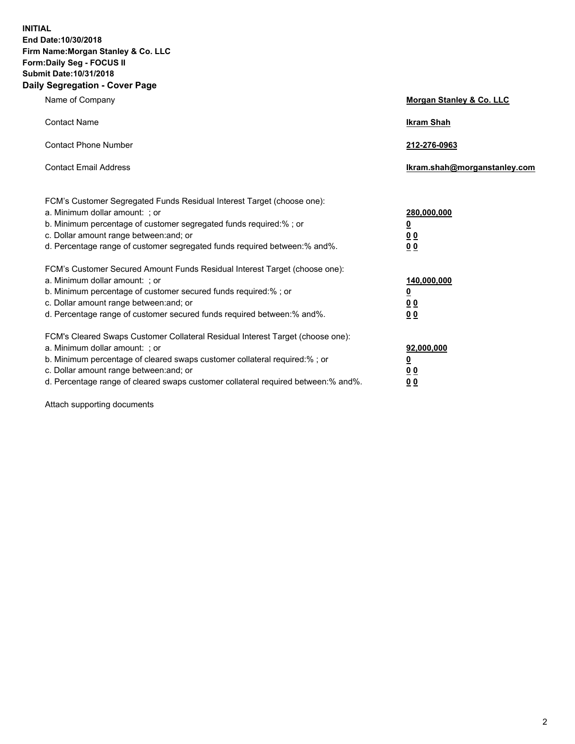**INITIAL**
**End Date:10/30/2018**
**Firm Name:Morgan Stanley & Co. LLC**
**Form:Daily Seg - FOCUS II**
**Submit Date:10/31/2018**

## Daily Segregation - Cover Page

| | |
|---|---|
| Name of Company | **Morgan Stanley & Co. LLC** |
| Contact Name | **Ikram Shah** |
| Contact Phone Number | **212-276-0963** |
| Contact Email Address | **Ikram.shah@morganstanley.com** |

| | |
|---|---|
| FCM's Customer Segregated Funds Residual Interest Target (choose one): | |
| a. Minimum dollar amount: ; or | **280,000,000** |
| b. Minimum percentage of customer segregated funds required:% ; or | **0** |
| c. Dollar amount range between:and; or | **0 0** |
| d. Percentage range of customer segregated funds required between:% and%. | **0 0** |
| FCM's Customer Secured Amount Funds Residual Interest Target (choose one): | |
| a. Minimum dollar amount: ; or | **140,000,000** |
| b. Minimum percentage of customer secured funds required:% ; or | **0** |
| c. Dollar amount range between:and; or | **0 0** |
| d. Percentage range of customer secured funds required between:% and%. | **0 0** |
| FCM's Cleared Swaps Customer Collateral Residual Interest Target (choose one): | |
| a. Minimum dollar amount: ; or | **92,000,000** |
| b. Minimum percentage of cleared swaps customer collateral required:% ; or | **0** |
| c. Dollar amount range between:and; or | **0 0** |
| d. Percentage range of cleared swaps customer collateral required between:% and%. | **0 0** |

Attach supporting documents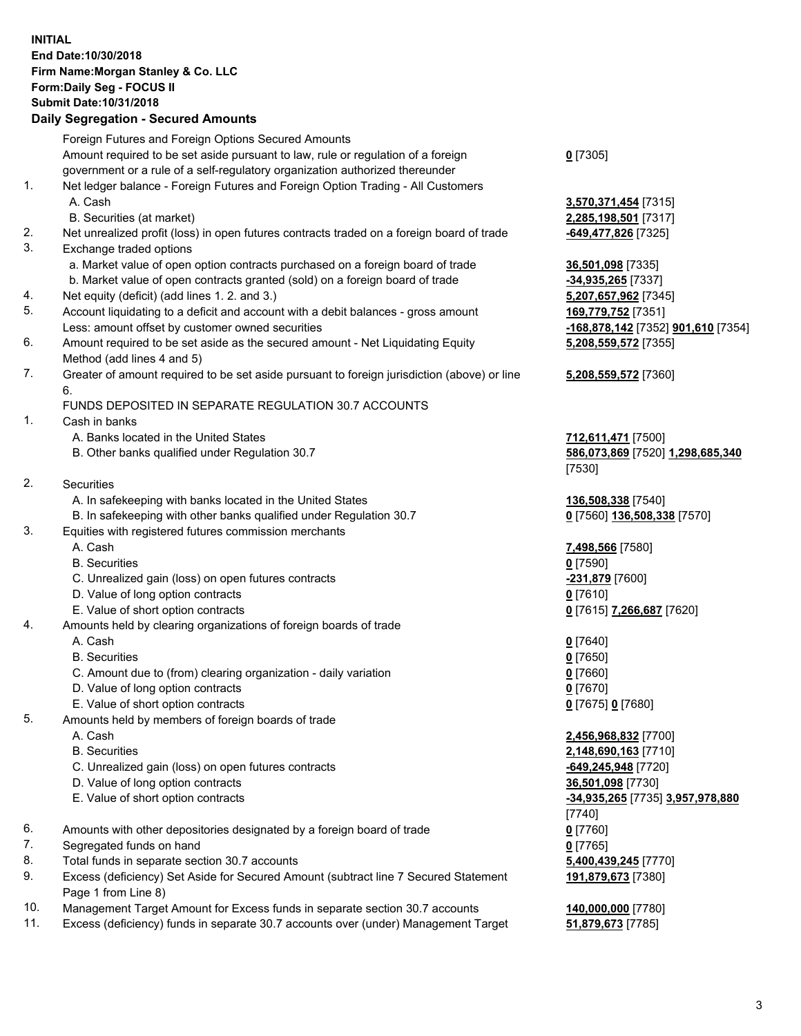**INITIAL**
**End Date:10/30/2018**
**Firm Name:Morgan Stanley & Co. LLC**
**Form:Daily Seg - FOCUS II**
**Submit Date:10/31/2018**
**Daily Segregation - Secured Amounts**

| | | |
|---|---|---|
| | Foreign Futures and Foreign Options Secured Amounts | |
| | Amount required to be set aside pursuant to law, rule or regulation of a foreign government or a rule of a self-regulatory organization authorized thereunder | **0** [7305] |
| 1. | Net ledger balance - Foreign Futures and Foreign Option Trading - All Customers | |
| | A. Cash | **3,570,371,454** [7315] |
| | B. Securities (at market) | **2,285,198,501** [7317] |
| 2. | Net unrealized profit (loss) in open futures contracts traded on a foreign board of trade | **-649,477,826** [7325] |
| 3. | Exchange traded options | |
| | a. Market value of open option contracts purchased on a foreign board of trade | **36,501,098** [7335] |
| | b. Market value of open contracts granted (sold) on a foreign board of trade | **-34,935,265** [7337] |
| 4. | Net equity (deficit) (add lines 1. 2. and 3.) | **5,207,657,962** [7345] |
| 5. | Account liquidating to a deficit and account with a debit balances - gross amount | **169,779,752** [7351] |
| | Less: amount offset by customer owned securities | **-168,878,142** [7352] **901,610** [7354] |
| 6. | Amount required to be set aside as the secured amount - Net Liquidating Equity Method (add lines 4 and 5) | **5,208,559,572** [7355] |
| 7. | Greater of amount required to be set aside pursuant to foreign jurisdiction (above) or line 6. | **5,208,559,572** [7360] |
| | FUNDS DEPOSITED IN SEPARATE REGULATION 30.7 ACCOUNTS | |
| 1. | Cash in banks | |
| | A. Banks located in the United States | **712,611,471** [7500] |
| | B. Other banks qualified under Regulation 30.7 | **586,073,869** [7520] **1,298,685,340** [7530] |
| 2. | Securities | |
| | A. In safekeeping with banks located in the United States | **136,508,338** [7540] |
| | B. In safekeeping with other banks qualified under Regulation 30.7 | **0** [7560] **136,508,338** [7570] |
| 3. | Equities with registered futures commission merchants | |
| | A. Cash | **7,498,566** [7580] |
| | B. Securities | **0** [7590] |
| | C. Unrealized gain (loss) on open futures contracts | **-231,879** [7600] |
| | D. Value of long option contracts | **0** [7610] |
| | E. Value of short option contracts | **0** [7615] **7,266,687** [7620] |
| 4. | Amounts held by clearing organizations of foreign boards of trade | |
| | A. Cash | **0** [7640] |
| | B. Securities | **0** [7650] |
| | C. Amount due to (from) clearing organization - daily variation | **0** [7660] |
| | D. Value of long option contracts | **0** [7670] |
| | E. Value of short option contracts | **0** [7675] **0** [7680] |
| 5. | Amounts held by members of foreign boards of trade | |
| | A. Cash | **2,456,968,832** [7700] |
| | B. Securities | **2,148,690,163** [7710] |
| | C. Unrealized gain (loss) on open futures contracts | **-649,245,948** [7720] |
| | D. Value of long option contracts | **36,501,098** [7730] |
| | E. Value of short option contracts | **-34,935,265** [7735] **3,957,978,880** [7740] |
| 6. | Amounts with other depositories designated by a foreign board of trade | **0** [7760] |
| 7. | Segregated funds on hand | **0** [7765] |
| 8. | Total funds in separate section 30.7 accounts | **5,400,439,245** [7770] |
| 9. | Excess (deficiency) Set Aside for Secured Amount (subtract line 7 Secured Statement Page 1 from Line 8) | **191,879,673** [7380] |
| 10. | Management Target Amount for Excess funds in separate section 30.7 accounts | **140,000,000** [7780] |
| 11. | Excess (deficiency) funds in separate 30.7 accounts over (under) Management Target | **51,879,673** [7785] |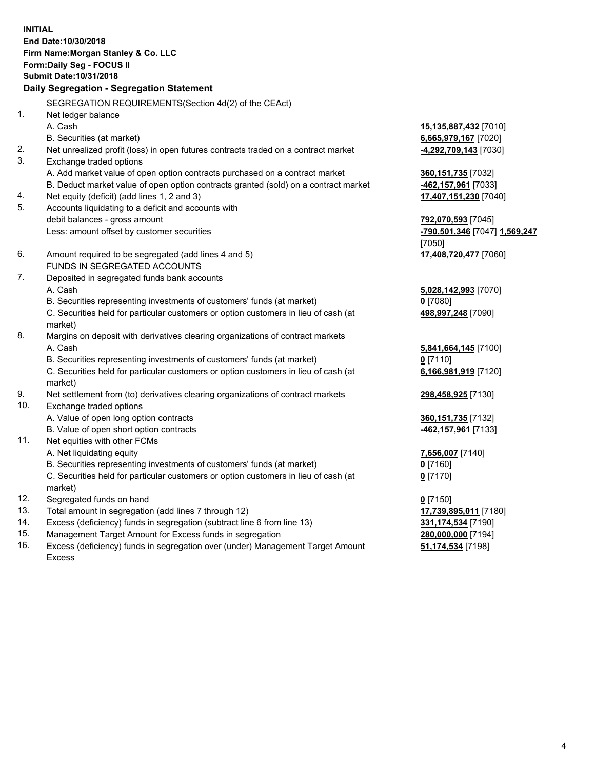**INITIAL**
**End Date:10/30/2018**
**Firm Name:Morgan Stanley & Co. LLC**
**Form:Daily Seg - FOCUS II**
**Submit Date:10/31/2018**

### Daily Segregation - Segregation Statement

SEGREGATION REQUIREMENTS(Section 4d(2) of the CEAct)

| | | |
|---|---|---|
| 1. | Net ledger balance | |
| | A. Cash | **15,135,887,432** [7010] |
| | B. Securities (at market) | **6,665,979,167** [7020] |
| 2. | Net unrealized profit (loss) in open futures contracts traded on a contract market | **-4,292,709,143** [7030] |
| 3. | Exchange traded options | |
| | A. Add market value of open option contracts purchased on a contract market | **360,151,735** [7032] |
| | B. Deduct market value of open option contracts granted (sold) on a contract market | **-462,157,961** [7033] |
| 4. | Net equity (deficit) (add lines 1, 2 and 3) | **17,407,151,230** [7040] |
| 5. | Accounts liquidating to a deficit and accounts with debit balances - gross amount | **792,070,593** [7045] |
| | Less: amount offset by customer securities | **-790,501,346** [7047] **1,569,247** [7050] |
| 6. | Amount required to be segregated (add lines 4 and 5) | **17,408,720,477** [7060] |
| | FUNDS IN SEGREGATED ACCOUNTS | |
| 7. | Deposited in segregated funds bank accounts | |
| | A. Cash | **5,028,142,993** [7070] |
| | B. Securities representing investments of customers' funds (at market) | **0** [7080] |
| | C. Securities held for particular customers or option customers in lieu of cash (at market) | **498,997,248** [7090] |
| 8. | Margins on deposit with derivatives clearing organizations of contract markets | |
| | A. Cash | **5,841,664,145** [7100] |
| | B. Securities representing investments of customers' funds (at market) | **0** [7110] |
| | C. Securities held for particular customers or option customers in lieu of cash (at market) | **6,166,981,919** [7120] |
| 9. | Net settlement from (to) derivatives clearing organizations of contract markets | **298,458,925** [7130] |
| 10. | Exchange traded options | |
| | A. Value of open long option contracts | **360,151,735** [7132] |
| | B. Value of open short option contracts | **-462,157,961** [7133] |
| 11. | Net equities with other FCMs | |
| | A. Net liquidating equity | **7,656,007** [7140] |
| | B. Securities representing investments of customers' funds (at market) | **0** [7160] |
| | C. Securities held for particular customers or option customers in lieu of cash (at market) | **0** [7170] |
| 12. | Segregated funds on hand | **0** [7150] |
| 13. | Total amount in segregation (add lines 7 through 12) | **17,739,895,011** [7180] |
| 14. | Excess (deficiency) funds in segregation (subtract line 6 from line 13) | **331,174,534** [7190] |
| 15. | Management Target Amount for Excess funds in segregation | **280,000,000** [7194] |
| 16. | Excess (deficiency) funds in segregation over (under) Management Target Amount Excess | **51,174,534** [7198] |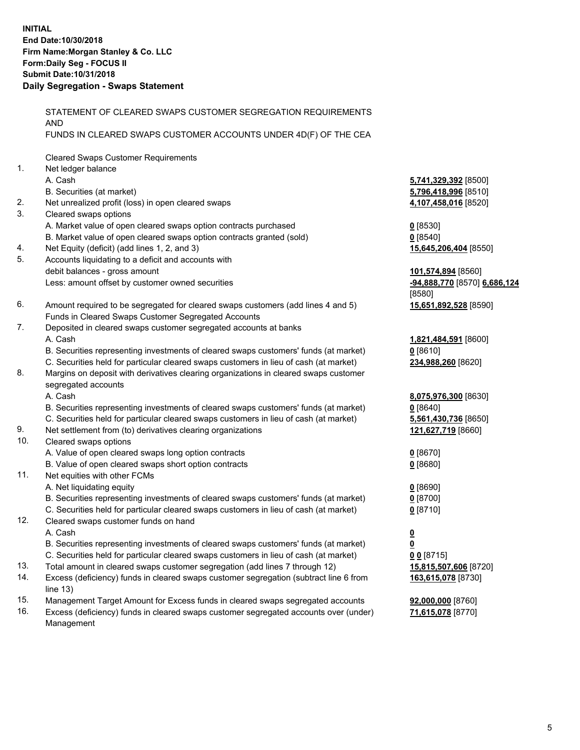**INITIAL**
**End Date:10/30/2018**
**Firm Name:Morgan Stanley & Co. LLC**
**Form:Daily Seg - FOCUS II**
**Submit Date:10/31/2018**
**Daily Segregation - Swaps Statement**

STATEMENT OF CLEARED SWAPS CUSTOMER SEGREGATION REQUIREMENTS AND FUNDS IN CLEARED SWAPS CUSTOMER ACCOUNTS UNDER 4D(F) OF THE CEA

| | | |
|---|---|---|
| | Cleared Swaps Customer Requirements | |
| 1. | Net ledger balance | |
| | A. Cash | **5,741,329,392** [8500] |
| | B. Securities (at market) | **5,796,418,996** [8510] |
| 2. | Net unrealized profit (loss) in open cleared swaps | **4,107,458,016** [8520] |
| 3. | Cleared swaps options | |
| | A. Market value of open cleared swaps option contracts purchased | **0** [8530] |
| | B. Market value of open cleared swaps option contracts granted (sold) | **0** [8540] |
| 4. | Net Equity (deficit) (add lines 1, 2, and 3) | **15,645,206,404** [8550] |
| 5. | Accounts liquidating to a deficit and accounts with debit balances - gross amount | **101,574,894** [8560] |
| | Less: amount offset by customer owned securities | **-94,888,770** [8570] **6,686,124** [8580] |
| 6. | Amount required to be segregated for cleared swaps customers (add lines 4 and 5) | **15,651,892,528** [8590] |
| | Funds in Cleared Swaps Customer Segregated Accounts | |
| 7. | Deposited in cleared swaps customer segregated accounts at banks | |
| | A. Cash | **1,821,484,591** [8600] |
| | B. Securities representing investments of cleared swaps customers' funds (at market) | **0** [8610] |
| | C. Securities held for particular cleared swaps customers in lieu of cash (at market) | **234,988,260** [8620] |
| 8. | Margins on deposit with derivatives clearing organizations in cleared swaps customer segregated accounts | |
| | A. Cash | **8,075,976,300** [8630] |
| | B. Securities representing investments of cleared swaps customers' funds (at market) | **0** [8640] |
| | C. Securities held for particular cleared swaps customers in lieu of cash (at market) | **5,561,430,736** [8650] |
| 9. | Net settlement from (to) derivatives clearing organizations | **121,627,719** [8660] |
| 10. | Cleared swaps options | |
| | A. Value of open cleared swaps long option contracts | **0** [8670] |
| | B. Value of open cleared swaps short option contracts | **0** [8680] |
| 11. | Net equities with other FCMs | |
| | A. Net liquidating equity | **0** [8690] |
| | B. Securities representing investments of cleared swaps customers' funds (at market) | **0** [8700] |
| | C. Securities held for particular cleared swaps customers in lieu of cash (at market) | **0** [8710] |
| 12. | Cleared swaps customer funds on hand | |
| | A. Cash | **0** |
| | B. Securities representing investments of cleared swaps customers' funds (at market) | **0** |
| | C. Securities held for particular cleared swaps customers in lieu of cash (at market) | **0** **0** [8715] |
| 13. | Total amount in cleared swaps customer segregation (add lines 7 through 12) | **15,815,507,606** [8720] |
| 14. | Excess (deficiency) funds in cleared swaps customer segregation (subtract line 6 from line 13) | **163,615,078** [8730] |
| 15. | Management Target Amount for Excess funds in cleared swaps segregated accounts | **92,000,000** [8760] |
| 16. | Excess (deficiency) funds in cleared swaps customer segregated accounts over (under) Management | **71,615,078** [8770] |